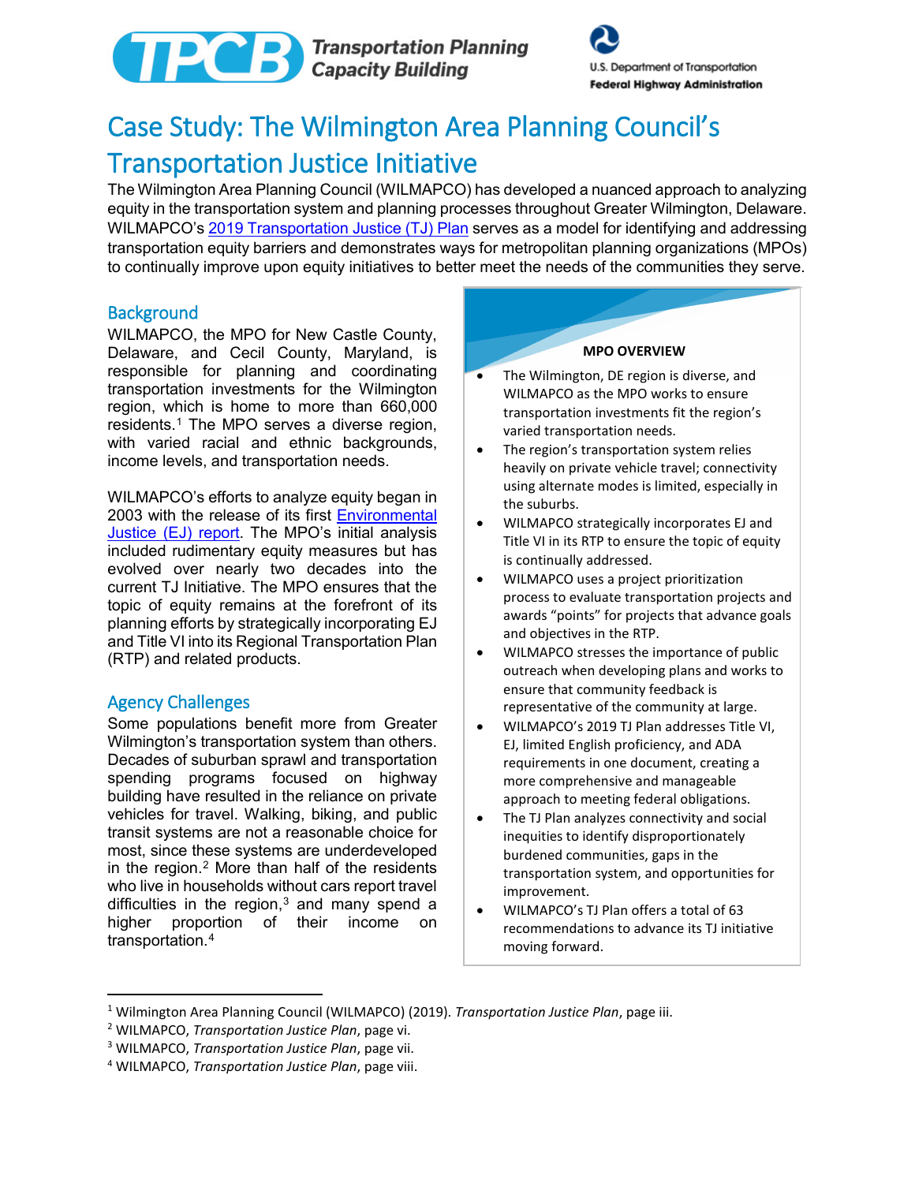# Case Study: The Wilmington Area Planning Council's Transportation Justice Initiative

The Wilmington Area Planning Council (WILMAPCO) has developed a nuanced approach to analyzing equity in the transportation system and planning processes throughout Greater Wilmington, Delaware. WILMAPCO's 2019 Transportation Justice (TJ) Plan serves as a model for identifying and addressing transportation equity barriers and demonstrates ways for metropolitan planning organizations (MPOs) to continually improve upon equity initiatives to better meet the needs of the communities they serve.

## Background

WILMAPCO, the MPO for New Castle County, Delaware, and Cecil County, Maryland, is responsible for planning and coordinating transportation investments for the Wilmington region, which is home to more than 660,000 residents.[1] The MPO serves a diverse region, with varied racial and ethnic backgrounds, income levels, and transportation needs.

WILMAPCO's efforts to analyze equity began in 2003 with the release of its first Environmental Justice (EJ) report. The MPO's initial analysis included rudimentary equity measures but has evolved over nearly two decades into the current TJ Initiative. The MPO ensures that the topic of equity remains at the forefront of its planning efforts by strategically incorporating EJ and Title VI into its Regional Transportation Plan (RTP) and related products.

## Agency Challenges

Some populations benefit more from Greater Wilmington's transportation system than others. Decades of suburban sprawl and transportation spending programs focused on highway building have resulted in the reliance on private vehicles for travel. Walking, biking, and public transit systems are not a reasonable choice for most, since these systems are underdeveloped in the region.[2] More than half of the residents who live in households without cars report travel difficulties in the region,[3] and many spend a higher proportion of their income on transportation.[4]

**MPO OVERVIEW**

- The Wilmington, DE region is diverse, and WILMAPCO as the MPO works to ensure transportation investments fit the region's varied transportation needs.
- The region's transportation system relies heavily on private vehicle travel; connectivity using alternate modes is limited, especially in the suburbs.
- WILMAPCO strategically incorporates EJ and Title VI in its RTP to ensure the topic of equity is continually addressed.
- WILMAPCO uses a project prioritization process to evaluate transportation projects and awards "points" for projects that advance goals and objectives in the RTP.
- WILMAPCO stresses the importance of public outreach when developing plans and works to ensure that community feedback is representative of the community at large.
- WILMAPCO's 2019 TJ Plan addresses Title VI, EJ, limited English proficiency, and ADA requirements in one document, creating a more comprehensive and manageable approach to meeting federal obligations.
- The TJ Plan analyzes connectivity and social inequities to identify disproportionately burdened communities, gaps in the transportation system, and opportunities for improvement.
- WILMAPCO's TJ Plan offers a total of 63 recommendations to advance its TJ initiative moving forward.

---

[1] Wilmington Area Planning Council (WILMAPCO) (2019). *Transportation Justice Plan*, page iii.

[2] WILMAPCO, *Transportation Justice Plan*, page vi.

[3] WILMAPCO, *Transportation Justice Plan*, page vii.

[4] WILMAPCO, *Transportation Justice Plan*, page viii.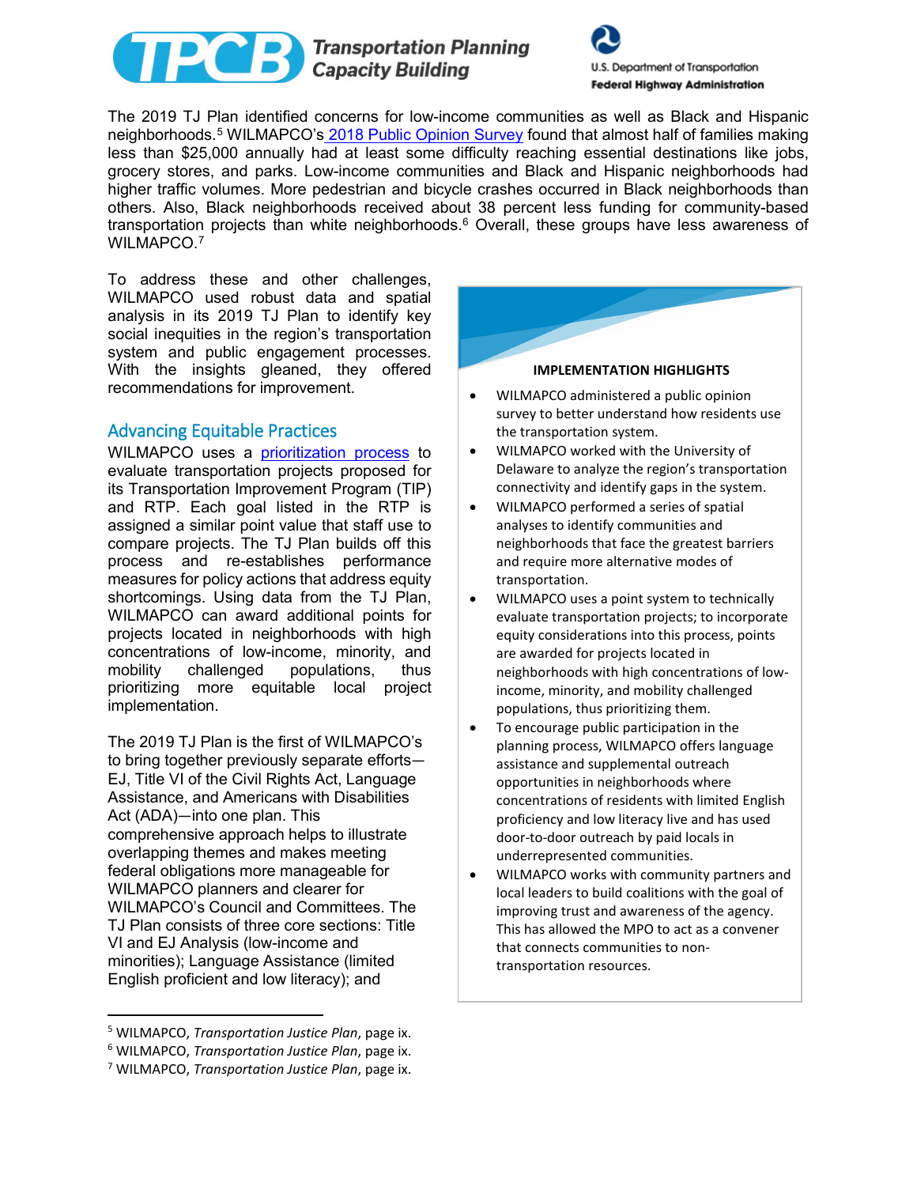The 2019 TJ Plan identified concerns for low-income communities as well as Black and Hispanic neighborhoods.[5] WILMAPCO's 2018 Public Opinion Survey found that almost half of families making less than $25,000 annually had at least some difficulty reaching essential destinations like jobs, grocery stores, and parks. Low-income communities and Black and Hispanic neighborhoods had higher traffic volumes. More pedestrian and bicycle crashes occurred in Black neighborhoods than others. Also, Black neighborhoods received about 38 percent less funding for community-based transportation projects than white neighborhoods.[6] Overall, these groups have less awareness of WILMAPCO.[7]

To address these and other challenges, WILMAPCO used robust data and spatial analysis in its 2019 TJ Plan to identify key social inequities in the region's transportation system and public engagement processes. With the insights gleaned, they offered recommendations for improvement.

## Advancing Equitable Practices

WILMAPCO uses a prioritization process to evaluate transportation projects proposed for its Transportation Improvement Program (TIP) and RTP. Each goal listed in the RTP is assigned a similar point value that staff use to compare projects. The TJ Plan builds off this process and re-establishes performance measures for policy actions that address equity shortcomings. Using data from the TJ Plan, WILMAPCO can award additional points for projects located in neighborhoods with high concentrations of low-income, minority, and mobility challenged populations, thus prioritizing more equitable local project implementation.

The 2019 TJ Plan is the first of WILMAPCO's to bring together previously separate efforts—EJ, Title VI of the Civil Rights Act, Language Assistance, and Americans with Disabilities Act (ADA)—into one plan. This comprehensive approach helps to illustrate overlapping themes and makes meeting federal obligations more manageable for WILMAPCO planners and clearer for WILMAPCO's Council and Committees. The TJ Plan consists of three core sections: Title VI and EJ Analysis (low-income and minorities); Language Assistance (limited English proficient and low literacy); and

**IMPLEMENTATION HIGHLIGHTS**

- WILMAPCO administered a public opinion survey to better understand how residents use the transportation system.
- WILMAPCO worked with the University of Delaware to analyze the region's transportation connectivity and identify gaps in the system.
- WILMAPCO performed a series of spatial analyses to identify communities and neighborhoods that face the greatest barriers and require more alternative modes of transportation.
- WILMAPCO uses a point system to technically evaluate transportation projects; to incorporate equity considerations into this process, points are awarded for projects located in neighborhoods with high concentrations of low-income, minority, and mobility challenged populations, thus prioritizing them.
- To encourage public participation in the planning process, WILMAPCO offers language assistance and supplemental outreach opportunities in neighborhoods where concentrations of residents with limited English proficiency and low literacy live and has used door-to-door outreach by paid locals in underrepresented communities.
- WILMAPCO works with community partners and local leaders to build coalitions with the goal of improving trust and awareness of the agency. This has allowed the MPO to act as a convener that connects communities to non-transportation resources.

[5] WILMAPCO, *Transportation Justice Plan*, page ix.
[6] WILMAPCO, *Transportation Justice Plan*, page ix.
[7] WILMAPCO, *Transportation Justice Plan*, page ix.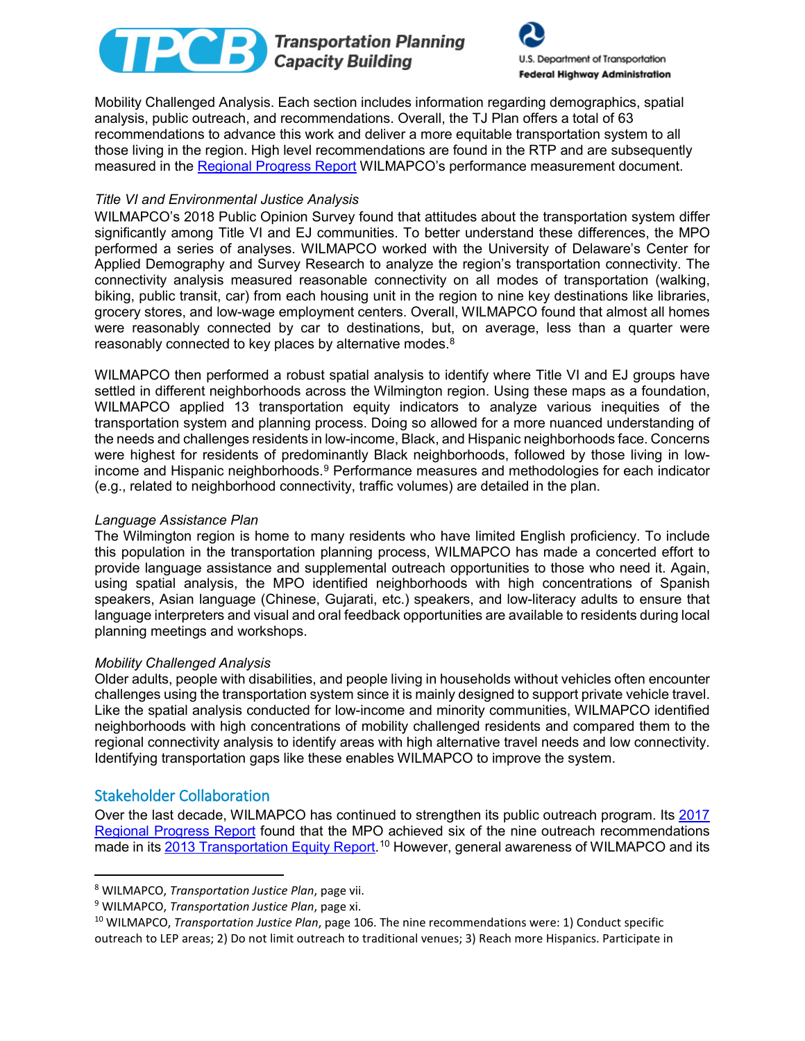Mobility Challenged Analysis. Each section includes information regarding demographics, spatial analysis, public outreach, and recommendations. Overall, the TJ Plan offers a total of 63 recommendations to advance this work and deliver a more equitable transportation system to all those living in the region. High level recommendations are found in the RTP and are subsequently measured in the [Regional Progress Report]() WILMAPCO's performance measurement document.

*Title VI and Environmental Justice Analysis*

WILMAPCO's 2018 Public Opinion Survey found that attitudes about the transportation system differ significantly among Title VI and EJ communities. To better understand these differences, the MPO performed a series of analyses. WILMAPCO worked with the University of Delaware's Center for Applied Demography and Survey Research to analyze the region's transportation connectivity. The connectivity analysis measured reasonable connectivity on all modes of transportation (walking, biking, public transit, car) from each housing unit in the region to nine key destinations like libraries, grocery stores, and low-wage employment centers. Overall, WILMAPCO found that almost all homes were reasonably connected by car to destinations, but, on average, less than a quarter were reasonably connected to key places by alternative modes.[8]

WILMAPCO then performed a robust spatial analysis to identify where Title VI and EJ groups have settled in different neighborhoods across the Wilmington region. Using these maps as a foundation, WILMAPCO applied 13 transportation equity indicators to analyze various inequities of the transportation system and planning process. Doing so allowed for a more nuanced understanding of the needs and challenges residents in low-income, Black, and Hispanic neighborhoods face. Concerns were highest for residents of predominantly Black neighborhoods, followed by those living in low-income and Hispanic neighborhoods.[9] Performance measures and methodologies for each indicator (e.g., related to neighborhood connectivity, traffic volumes) are detailed in the plan.

*Language Assistance Plan*

The Wilmington region is home to many residents who have limited English proficiency. To include this population in the transportation planning process, WILMAPCO has made a concerted effort to provide language assistance and supplemental outreach opportunities to those who need it. Again, using spatial analysis, the MPO identified neighborhoods with high concentrations of Spanish speakers, Asian language (Chinese, Gujarati, etc.) speakers, and low-literacy adults to ensure that language interpreters and visual and oral feedback opportunities are available to residents during local planning meetings and workshops.

*Mobility Challenged Analysis*

Older adults, people with disabilities, and people living in households without vehicles often encounter challenges using the transportation system since it is mainly designed to support private vehicle travel. Like the spatial analysis conducted for low-income and minority communities, WILMAPCO identified neighborhoods with high concentrations of mobility challenged residents and compared them to the regional connectivity analysis to identify areas with high alternative travel needs and low connectivity. Identifying transportation gaps like these enables WILMAPCO to improve the system.

## Stakeholder Collaboration

Over the last decade, WILMAPCO has continued to strengthen its public outreach program. Its [2017 Regional Progress Report]() found that the MPO achieved six of the nine outreach recommendations made in its [2013 Transportation Equity Report]().[10] However, general awareness of WILMAPCO and its

---

[8] WILMAPCO, *Transportation Justice Plan*, page vii.

[9] WILMAPCO, *Transportation Justice Plan*, page xi.

[10] WILMAPCO, *Transportation Justice Plan*, page 106. The nine recommendations were: 1) Conduct specific outreach to LEP areas; 2) Do not limit outreach to traditional venues; 3) Reach more Hispanics. Participate in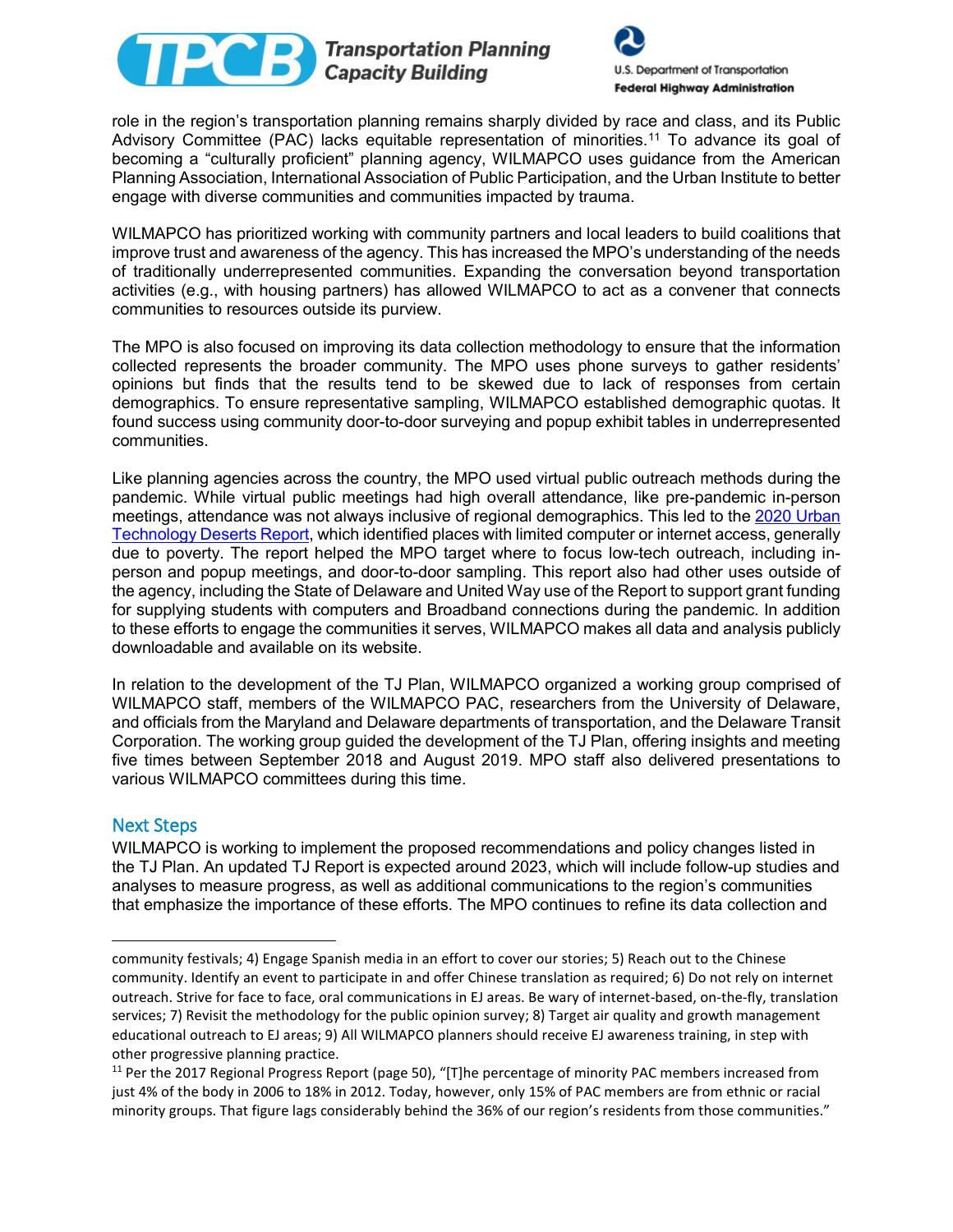role in the region's transportation planning remains sharply divided by race and class, and its Public Advisory Committee (PAC) lacks equitable representation of minorities.[11] To advance its goal of becoming a "culturally proficient" planning agency, WILMAPCO uses guidance from the American Planning Association, International Association of Public Participation, and the Urban Institute to better engage with diverse communities and communities impacted by trauma.

WILMAPCO has prioritized working with community partners and local leaders to build coalitions that improve trust and awareness of the agency. This has increased the MPO's understanding of the needs of traditionally underrepresented communities. Expanding the conversation beyond transportation activities (e.g., with housing partners) has allowed WILMAPCO to act as a convener that connects communities to resources outside its purview.

The MPO is also focused on improving its data collection methodology to ensure that the information collected represents the broader community. The MPO uses phone surveys to gather residents' opinions but finds that the results tend to be skewed due to lack of responses from certain demographics. To ensure representative sampling, WILMAPCO established demographic quotas. It found success using community door-to-door surveying and popup exhibit tables in underrepresented communities.

Like planning agencies across the country, the MPO used virtual public outreach methods during the pandemic. While virtual public meetings had high overall attendance, like pre-pandemic in-person meetings, attendance was not always inclusive of regional demographics. This led to the [2020 Urban Technology Deserts Report](), which identified places with limited computer or internet access, generally due to poverty. The report helped the MPO target where to focus low-tech outreach, including in-person and popup meetings, and door-to-door sampling. This report also had other uses outside of the agency, including the State of Delaware and United Way use of the Report to support grant funding for supplying students with computers and Broadband connections during the pandemic. In addition to these efforts to engage the communities it serves, WILMAPCO makes all data and analysis publicly downloadable and available on its website.

In relation to the development of the TJ Plan, WILMAPCO organized a working group comprised of WILMAPCO staff, members of the WILMAPCO PAC, researchers from the University of Delaware, and officials from the Maryland and Delaware departments of transportation, and the Delaware Transit Corporation. The working group guided the development of the TJ Plan, offering insights and meeting five times between September 2018 and August 2019. MPO staff also delivered presentations to various WILMAPCO committees during this time.

## Next Steps

WILMAPCO is working to implement the proposed recommendations and policy changes listed in the TJ Plan. An updated TJ Report is expected around 2023, which will include follow-up studies and analyses to measure progress, as well as additional communications to the region's communities that emphasize the importance of these efforts. The MPO continues to refine its data collection and

---

community festivals; 4) Engage Spanish media in an effort to cover our stories; 5) Reach out to the Chinese community. Identify an event to participate in and offer Chinese translation as required; 6) Do not rely on internet outreach. Strive for face to face, oral communications in EJ areas. Be wary of internet-based, on-the-fly, translation services; 7) Revisit the methodology for the public opinion survey; 8) Target air quality and growth management educational outreach to EJ areas; 9) All WILMAPCO planners should receive EJ awareness training, in step with other progressive planning practice.

[11] Per the 2017 Regional Progress Report (page 50), "[T]he percentage of minority PAC members increased from just 4% of the body in 2006 to 18% in 2012. Today, however, only 15% of PAC members are from ethnic or racial minority groups. That figure lags considerably behind the 36% of our region's residents from those communities."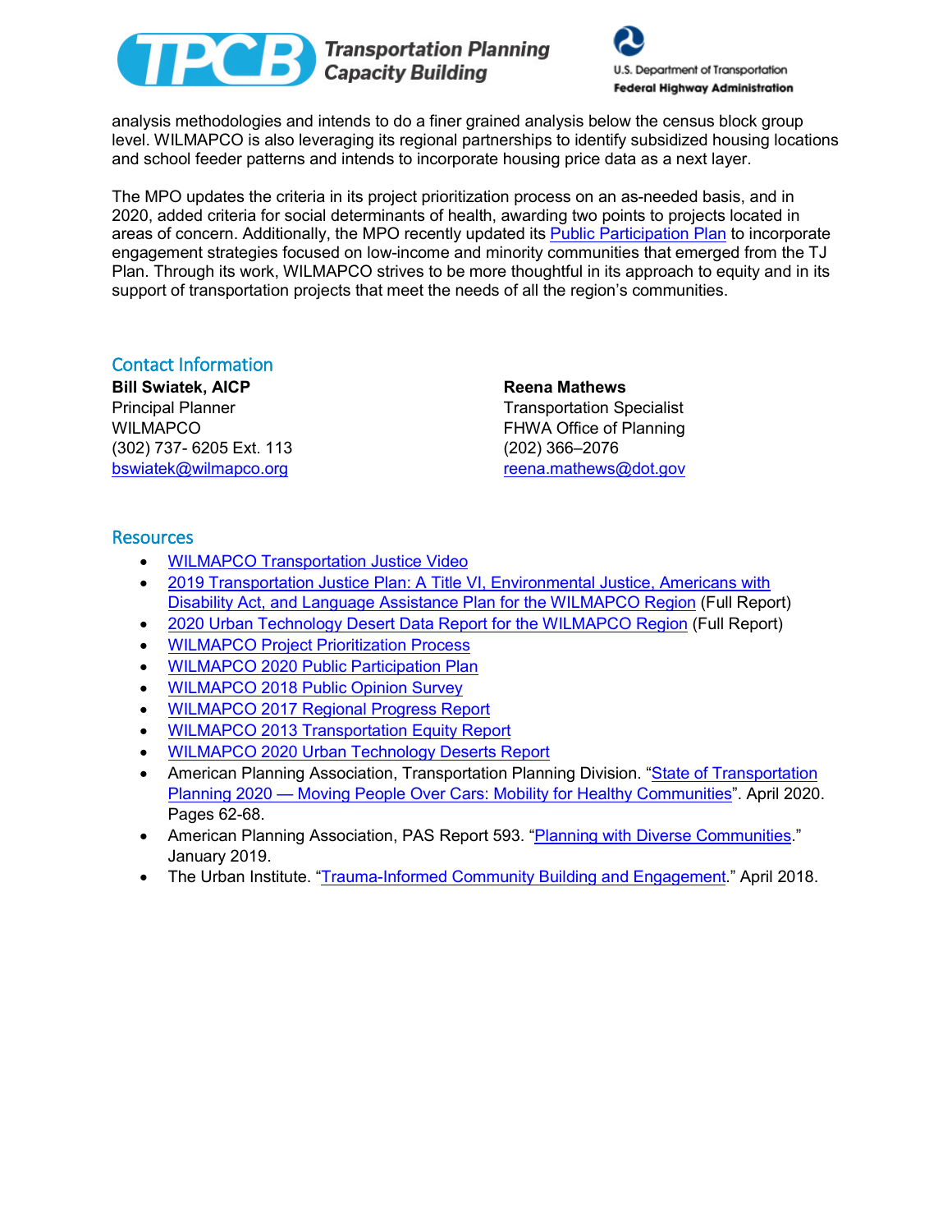analysis methodologies and intends to do a finer grained analysis below the census block group level. WILMAPCO is also leveraging its regional partnerships to identify subsidized housing locations and school feeder patterns and intends to incorporate housing price data as a next layer.

The MPO updates the criteria in its project prioritization process on an as-needed basis, and in 2020, added criteria for social determinants of health, awarding two points to projects located in areas of concern. Additionally, the MPO recently updated its Public Participation Plan to incorporate engagement strategies focused on low-income and minority communities that emerged from the TJ Plan. Through its work, WILMAPCO strives to be more thoughtful in its approach to equity and in its support of transportation projects that meet the needs of all the region's communities.

## Contact Information

**Bill Swiatek, AICP**
Principal Planner
WILMAPCO
(302) 737- 6205 Ext. 113
bswiatek@wilmapco.org

**Reena Mathews**
Transportation Specialist
FHWA Office of Planning
(202) 366–2076
reena.mathews@dot.gov

## Resources

- WILMAPCO Transportation Justice Video
- 2019 Transportation Justice Plan: A Title VI, Environmental Justice, Americans with Disability Act, and Language Assistance Plan for the WILMAPCO Region (Full Report)
- 2020 Urban Technology Desert Data Report for the WILMAPCO Region (Full Report)
- WILMAPCO Project Prioritization Process
- WILMAPCO 2020 Public Participation Plan
- WILMAPCO 2018 Public Opinion Survey
- WILMAPCO 2017 Regional Progress Report
- WILMAPCO 2013 Transportation Equity Report
- WILMAPCO 2020 Urban Technology Deserts Report
- American Planning Association, Transportation Planning Division. "State of Transportation Planning 2020 — Moving People Over Cars: Mobility for Healthy Communities". April 2020. Pages 62-68.
- American Planning Association, PAS Report 593. "Planning with Diverse Communities." January 2019.
- The Urban Institute. "Trauma-Informed Community Building and Engagement." April 2018.